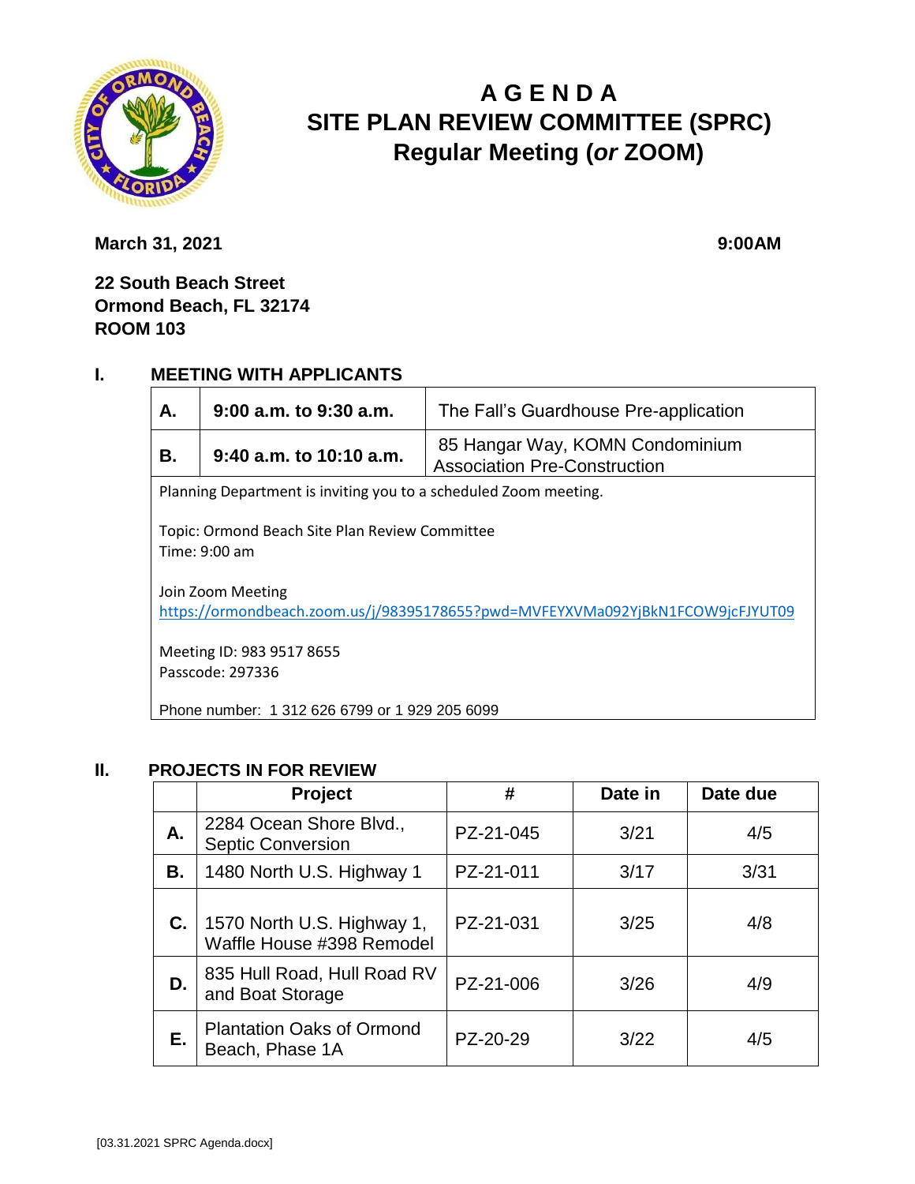# A G E N D A
# SITE PLAN REVIEW COMMITTEE (SPRC)
# Regular Meeting (*or* ZOOM)

**March 31, 2021** **9:00AM**

**22 South Beach Street**
**Ormond Beach, FL 32174**
**ROOM 103**

## I. MEETING WITH APPLICANTS

| | | |
|---|---|---|
| **A.** | **9:00 a.m. to 9:30 a.m.** | The Fall's Guardhouse Pre-application |
| **B.** | **9:40 a.m. to 10:10 a.m.** | 85 Hangar Way, KOMN Condominium Association Pre-Construction |

Planning Department is inviting you to a scheduled Zoom meeting.

Topic: Ormond Beach Site Plan Review Committee
Time: 9:00 am

Join Zoom Meeting
https://ormondbeach.zoom.us/j/98395178655?pwd=MVFEYXVMa092YjBkN1FCOW9jcFJYUT09

Meeting ID: 983 9517 8655
Passcode: 297336

Phone number: 1 312 626 6799 or 1 929 205 6099

## II. PROJECTS IN FOR REVIEW

| | Project | # | Date in | Date due |
|---|---|---|---|---|
| **A.** | 2284 Ocean Shore Blvd., Septic Conversion | PZ-21-045 | 3/21 | 4/5 |
| **B.** | 1480 North U.S. Highway 1 | PZ-21-011 | 3/17 | 3/31 |
| **C.** | 1570 North U.S. Highway 1, Waffle House #398 Remodel | PZ-21-031 | 3/25 | 4/8 |
| **D.** | 835 Hull Road, Hull Road RV and Boat Storage | PZ-21-006 | 3/26 | 4/9 |
| **E.** | Plantation Oaks of Ormond Beach, Phase 1A | PZ-20-29 | 3/22 | 4/5 |

[03.31.2021 SPRC Agenda.docx]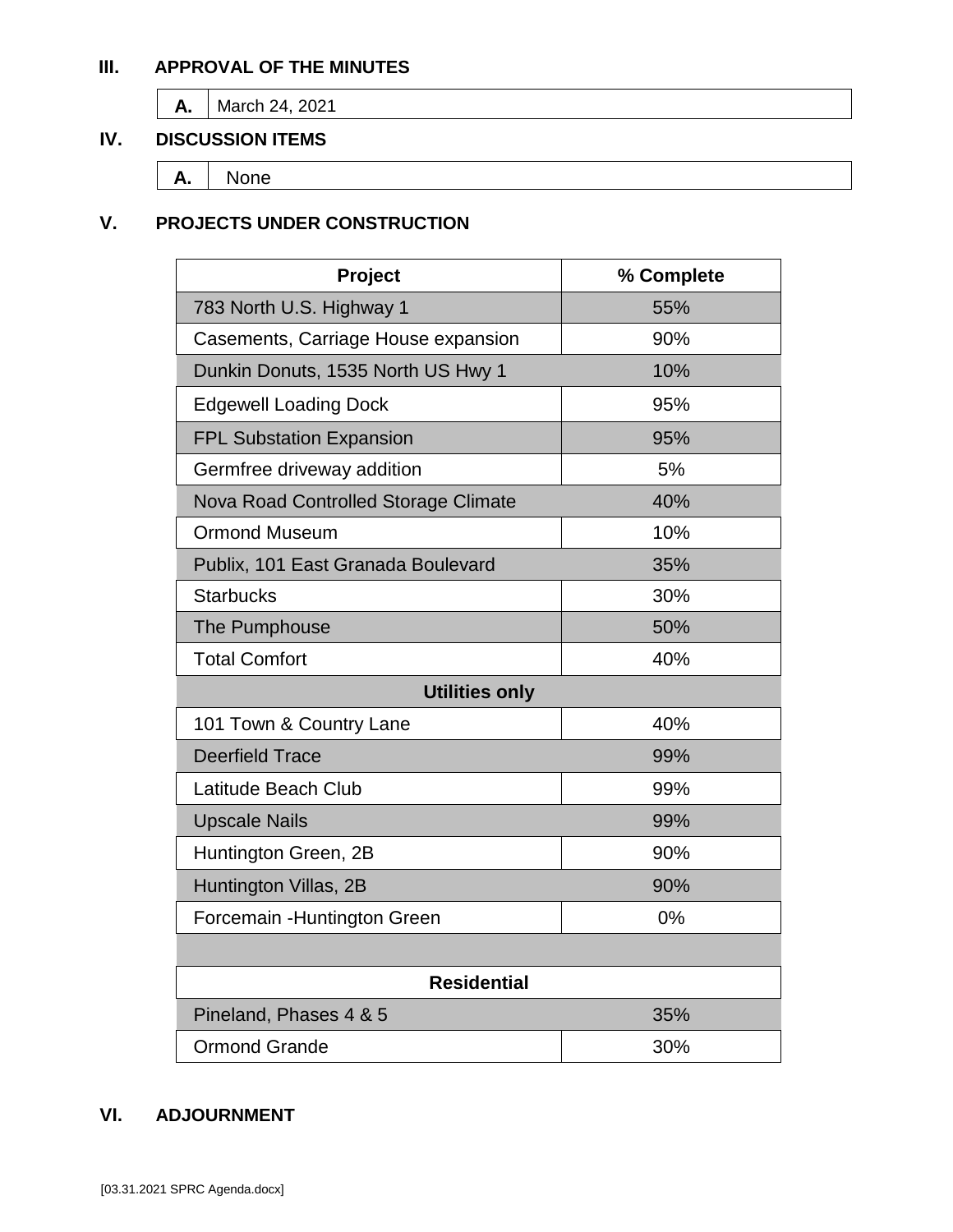## III. APPROVAL OF THE MINUTES

| | |
|---|---|
| **A.** | March 24, 2021 |

## IV. DISCUSSION ITEMS

| | |
|---|---|
| **A.** | None |

## V. PROJECTS UNDER CONSTRUCTION

| Project | % Complete |
|---|---|
| 783 North U.S. Highway 1 | 55% |
| Casements, Carriage House expansion | 90% |
| Dunkin Donuts, 1535 North US Hwy 1 | 10% |
| Edgewell Loading Dock | 95% |
| FPL Substation Expansion | 95% |
| Germfree driveway addition | 5% |
| Nova Road Controlled Storage Climate | 40% |
| Ormond Museum | 10% |
| Publix, 101 East Granada Boulevard | 35% |
| Starbucks | 30% |
| The Pumphouse | 50% |
| Total Comfort | 40% |
| **Utilities only** | |
| 101 Town & Country Lane | 40% |
| Deerfield Trace | 99% |
| Latitude Beach Club | 99% |
| Upscale Nails | 99% |
| Huntington Green, 2B | 90% |
| Huntington Villas, 2B | 90% |
| Forcemain -Huntington Green | 0% |
| | |
| **Residential** | |
| Pineland, Phases 4 & 5 | 35% |
| Ormond Grande | 30% |

## VI. ADJOURNMENT

[03.31.2021 SPRC Agenda.docx]